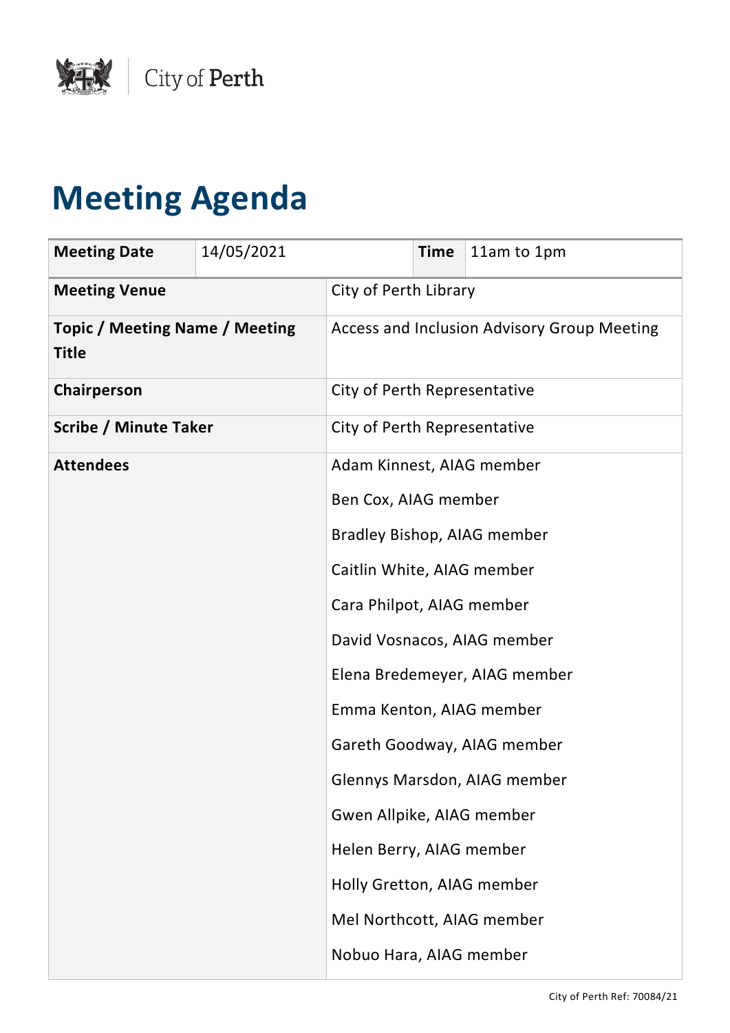City of Perth

# Meeting Agenda

| Meeting Date | 14/05/2021 | Time | 11am to 1pm |
|---|---|---|---|
| **Meeting Venue** | City of Perth Library | | |
| **Topic / Meeting Name / Meeting Title** | Access and Inclusion Advisory Group Meeting | | |
| **Chairperson** | City of Perth Representative | | |
| **Scribe / Minute Taker** | City of Perth Representative | | |
| **Attendees** | Adam Kinnest, AIAG member<br>Ben Cox, AIAG member<br>Bradley Bishop, AIAG member<br>Caitlin White, AIAG member<br>Cara Philpot, AIAG member<br>David Vosnacos, AIAG member<br>Elena Bredemeyer, AIAG member<br>Emma Kenton, AIAG member<br>Gareth Goodway, AIAG member<br>Glennys Marsdon, AIAG member<br>Gwen Allpike, AIAG member<br>Helen Berry, AIAG member<br>Holly Gretton, AIAG member<br>Mel Northcott, AIAG member<br>Nobuo Hara, AIAG member | | |

City of Perth Ref: 70084/21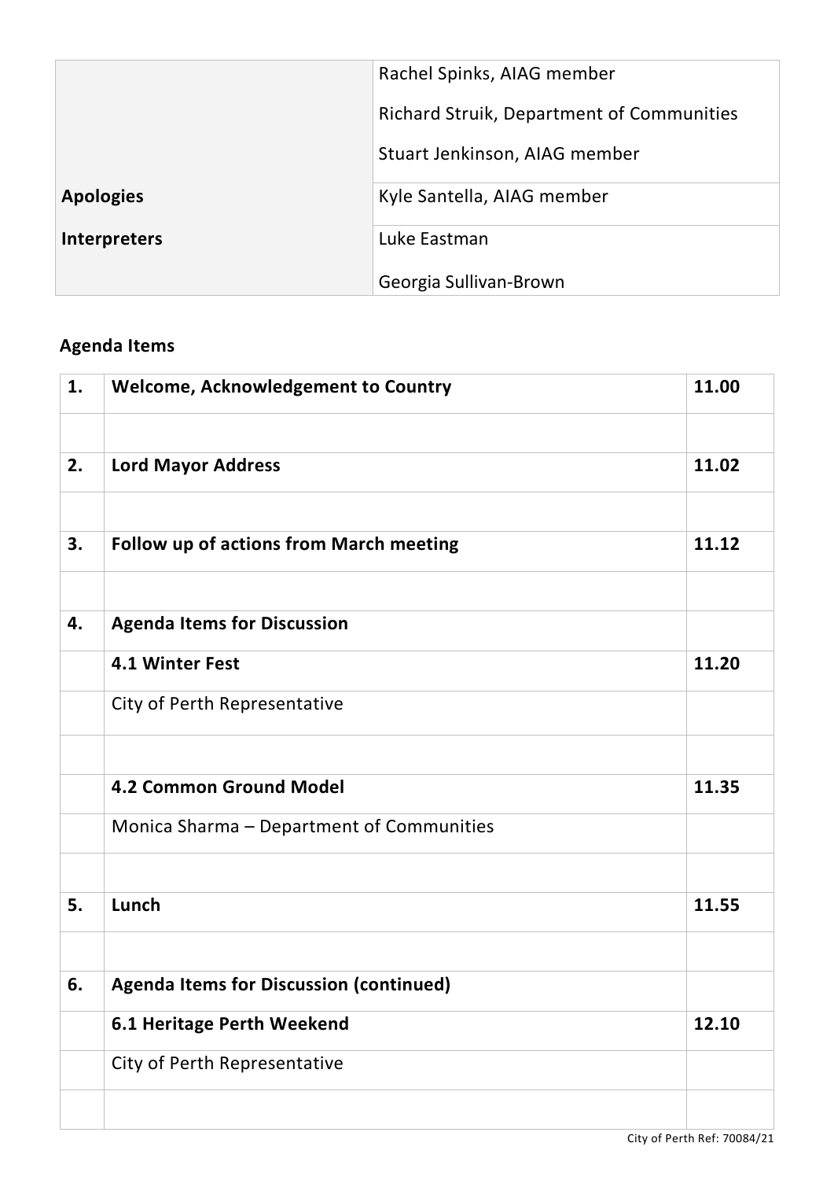|  |  |
|---|---|
|  | Rachel Spinks, AIAG member<br>Richard Struik, Department of Communities<br>Stuart Jenkinson, AIAG member |
| **Apologies** | Kyle Santella, AIAG member |
| **Interpreters** | Luke Eastman<br>Georgia Sullivan-Brown |

## Agenda Items

| | | |
|---|---|---|
| **1.** | **Welcome, Acknowledgement to Country** | **11.00** |
| | | |
| **2.** | **Lord Mayor Address** | **11.02** |
| | | |
| **3.** | **Follow up of actions from March meeting** | **11.12** |
| | | |
| **4.** | **Agenda Items for Discussion** | |
| | **4.1 Winter Fest** | **11.20** |
| | City of Perth Representative | |
| | | |
| | **4.2 Common Ground Model** | **11.35** |
| | Monica Sharma – Department of Communities | |
| | | |
| **5.** | **Lunch** | **11.55** |
| | | |
| **6.** | **Agenda Items for Discussion (continued)** | |
| | **6.1 Heritage Perth Weekend** | **12.10** |
| | City of Perth Representative | |
| | | |

City of Perth Ref: 70084/21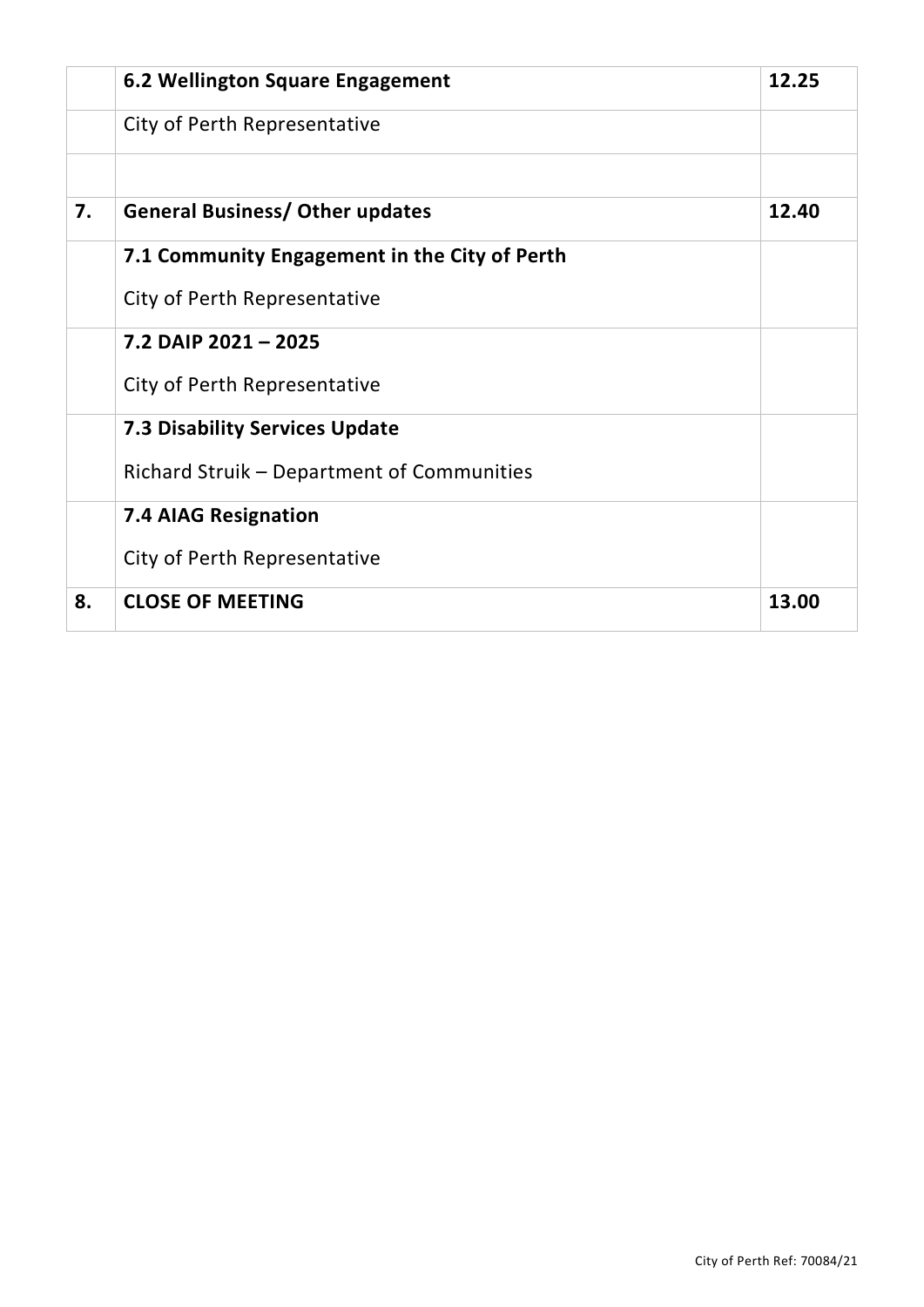| | | |
|---|---|---|
| | **6.2 Wellington Square Engagement** | **12.25** |
| | City of Perth Representative | |
| | | |
| **7.** | **General Business/ Other updates** | **12.40** |
| | **7.1 Community Engagement in the City of Perth**<br>City of Perth Representative | |
| | **7.2 DAIP 2021 – 2025**<br>City of Perth Representative | |
| | **7.3 Disability Services Update**<br>Richard Struik – Department of Communities | |
| | **7.4 AIAG Resignation**<br>City of Perth Representative | |
| **8.** | **CLOSE OF MEETING** | **13.00** |

City of Perth Ref: 70084/21